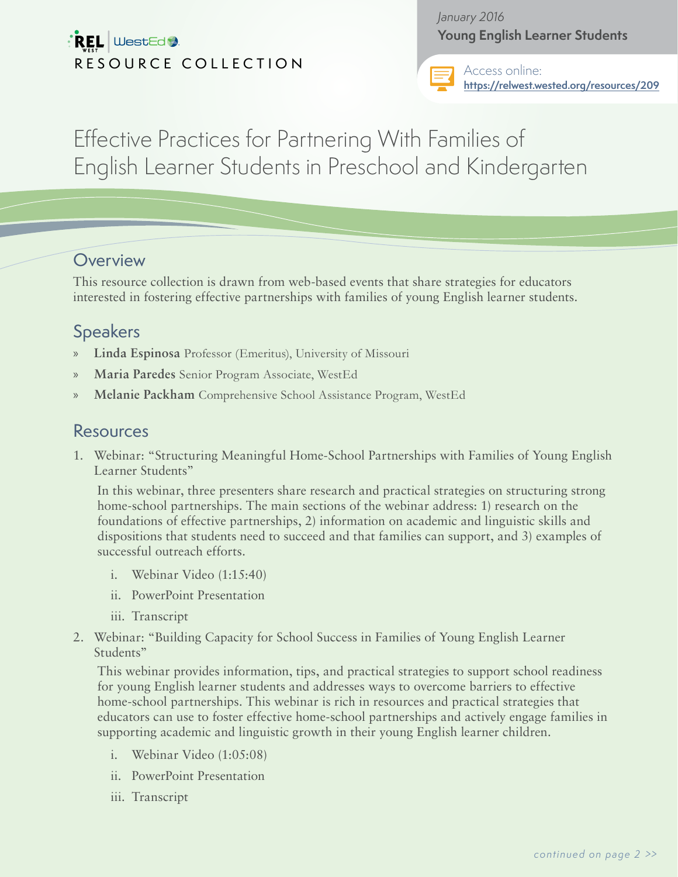REL West | WestEd

RESOURCE COLLECTION

*January 2016*

**Young English Learner Students**

Access online:
https://relwest.wested.org/resources/209

# Effective Practices for Partnering With Families of English Learner Students in Preschool and Kindergarten

## Overview

This resource collection is drawn from web-based events that share strategies for educators interested in fostering effective partnerships with families of young English learner students.

## Speakers

- **Linda Espinosa** Professor (Emeritus), University of Missouri
- **Maria Paredes** Senior Program Associate, WestEd
- **Melanie Packham** Comprehensive School Assistance Program, WestEd

## Resources

1. Webinar: "Structuring Meaningful Home-School Partnerships with Families of Young English Learner Students"

   In this webinar, three presenters share research and practical strategies on structuring strong home-school partnerships. The main sections of the webinar address: 1) research on the foundations of effective partnerships, 2) information on academic and linguistic skills and dispositions that students need to succeed and that families can support, and 3) examples of successful outreach efforts.

   i. Webinar Video (1:15:40)
   
   ii. PowerPoint Presentation
   
   iii. Transcript

2. Webinar: "Building Capacity for School Success in Families of Young English Learner Students"

   This webinar provides information, tips, and practical strategies to support school readiness for young English learner students and addresses ways to overcome barriers to effective home-school partnerships. This webinar is rich in resources and practical strategies that educators can use to foster effective home-school partnerships and actively engage families in supporting academic and linguistic growth in their young English learner children.

   i. Webinar Video (1:05:08)
   
   ii. PowerPoint Presentation
   
   iii. Transcript

*continued on page 2 >>*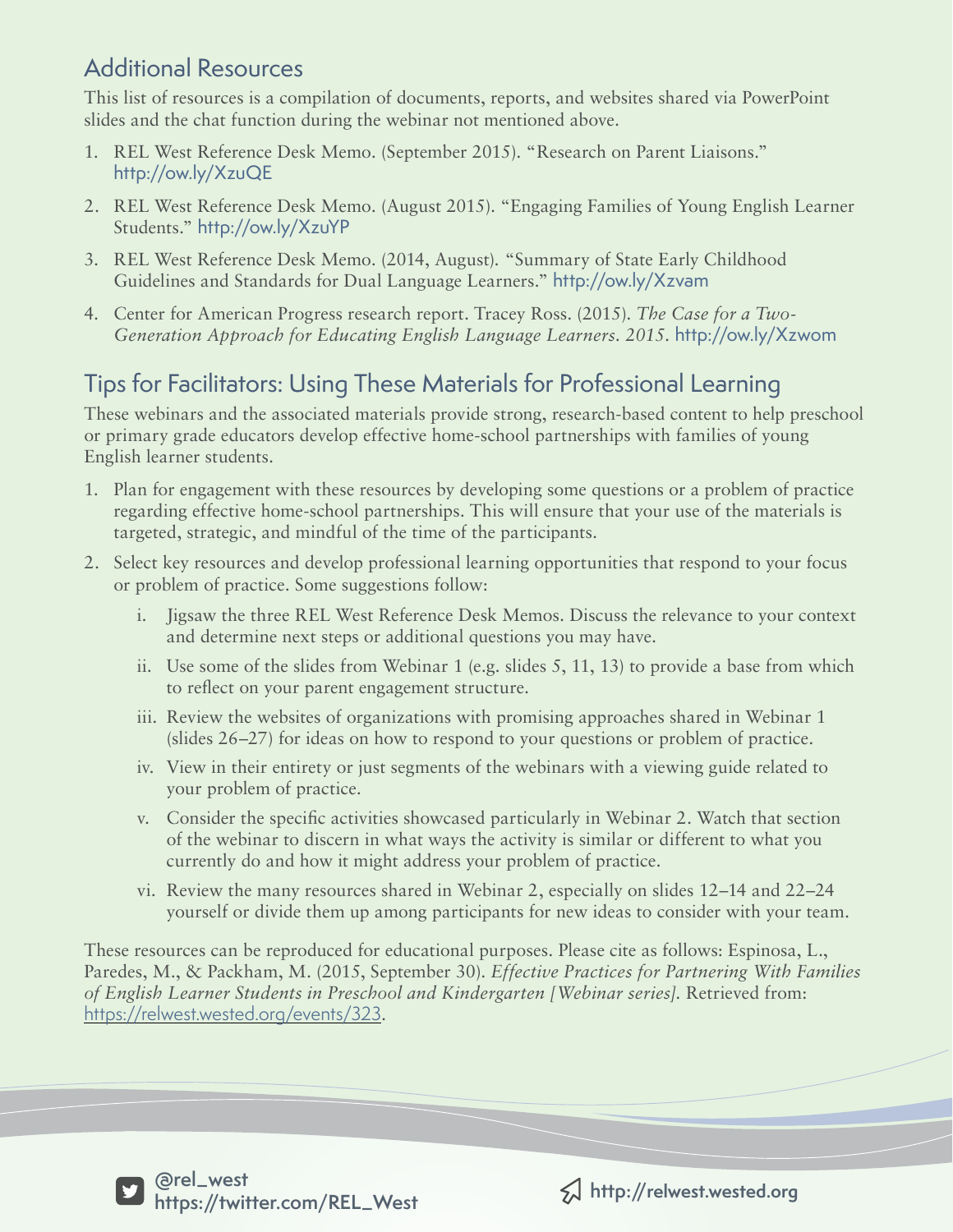## Additional Resources

This list of resources is a compilation of documents, reports, and websites shared via PowerPoint slides and the chat function during the webinar not mentioned above.

1. REL West Reference Desk Memo. (September 2015). "Research on Parent Liaisons." http://ow.ly/XzuQE
2. REL West Reference Desk Memo. (August 2015). "Engaging Families of Young English Learner Students." http://ow.ly/XzuYP
3. REL West Reference Desk Memo. (2014, August). "Summary of State Early Childhood Guidelines and Standards for Dual Language Learners." http://ow.ly/Xzvam
4. Center for American Progress research report. Tracey Ross. (2015). *The Case for a Two-Generation Approach for Educating English Language Learners. 2015.* http://ow.ly/Xzwom

## Tips for Facilitators: Using These Materials for Professional Learning

These webinars and the associated materials provide strong, research-based content to help preschool or primary grade educators develop effective home-school partnerships with families of young English learner students.

1. Plan for engagement with these resources by developing some questions or a problem of practice regarding effective home-school partnerships. This will ensure that your use of the materials is targeted, strategic, and mindful of the time of the participants.
2. Select key resources and develop professional learning opportunities that respond to your focus or problem of practice. Some suggestions follow:
   i. Jigsaw the three REL West Reference Desk Memos. Discuss the relevance to your context and determine next steps or additional questions you may have.
   ii. Use some of the slides from Webinar 1 (e.g. slides 5, 11, 13) to provide a base from which to reflect on your parent engagement structure.
   iii. Review the websites of organizations with promising approaches shared in Webinar 1 (slides 26–27) for ideas on how to respond to your questions or problem of practice.
   iv. View in their entirety or just segments of the webinars with a viewing guide related to your problem of practice.
   v. Consider the specific activities showcased particularly in Webinar 2. Watch that section of the webinar to discern in what ways the activity is similar or different to what you currently do and how it might address your problem of practice.
   vi. Review the many resources shared in Webinar 2, especially on slides 12–14 and 22–24 yourself or divide them up among participants for new ideas to consider with your team.

These resources can be reproduced for educational purposes. Please cite as follows: Espinosa, L., Paredes, M., & Packham, M. (2015, September 30). *Effective Practices for Partnering With Families of English Learner Students in Preschool and Kindergarten [Webinar series].* Retrieved from: https://relwest.wested.org/events/323.

@rel_west
https://twitter.com/REL_West

http://relwest.wested.org